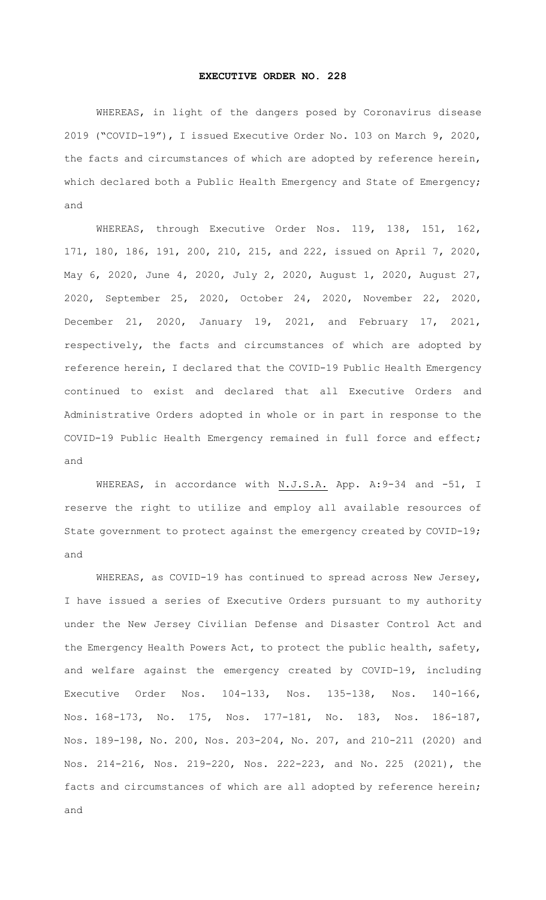# EXECUTIVE ORDER NO. 228

WHEREAS, in light of the dangers posed by Coronavirus disease 2019 ("COVID-19"), I issued Executive Order No. 103 on March 9, 2020, the facts and circumstances of which are adopted by reference herein, which declared both a Public Health Emergency and State of Emergency; and

WHEREAS, through Executive Order Nos. 119, 138, 151, 162, 171, 180, 186, 191, 200, 210, 215, and 222, issued on April 7, 2020, May 6, 2020, June 4, 2020, July 2, 2020, August 1, 2020, August 27, 2020, September 25, 2020, October 24, 2020, November 22, 2020, December 21, 2020, January 19, 2021, and February 17, 2021, respectively, the facts and circumstances of which are adopted by reference herein, I declared that the COVID-19 Public Health Emergency continued to exist and declared that all Executive Orders and Administrative Orders adopted in whole or in part in response to the COVID-19 Public Health Emergency remained in full force and effect; and

WHEREAS, in accordance with N.J.S.A. App. A:9-34 and -51, I reserve the right to utilize and employ all available resources of State government to protect against the emergency created by COVID-19; and

WHEREAS, as COVID-19 has continued to spread across New Jersey, I have issued a series of Executive Orders pursuant to my authority under the New Jersey Civilian Defense and Disaster Control Act and the Emergency Health Powers Act, to protect the public health, safety, and welfare against the emergency created by COVID-19, including Executive Order Nos. 104-133, Nos. 135-138, Nos. 140-166, Nos. 168-173, No. 175, Nos. 177-181, No. 183, Nos. 186-187, Nos. 189-198, No. 200, Nos. 203-204, No. 207, and 210-211 (2020) and Nos. 214-216, Nos. 219-220, Nos. 222-223, and No. 225 (2021), the facts and circumstances of which are all adopted by reference herein; and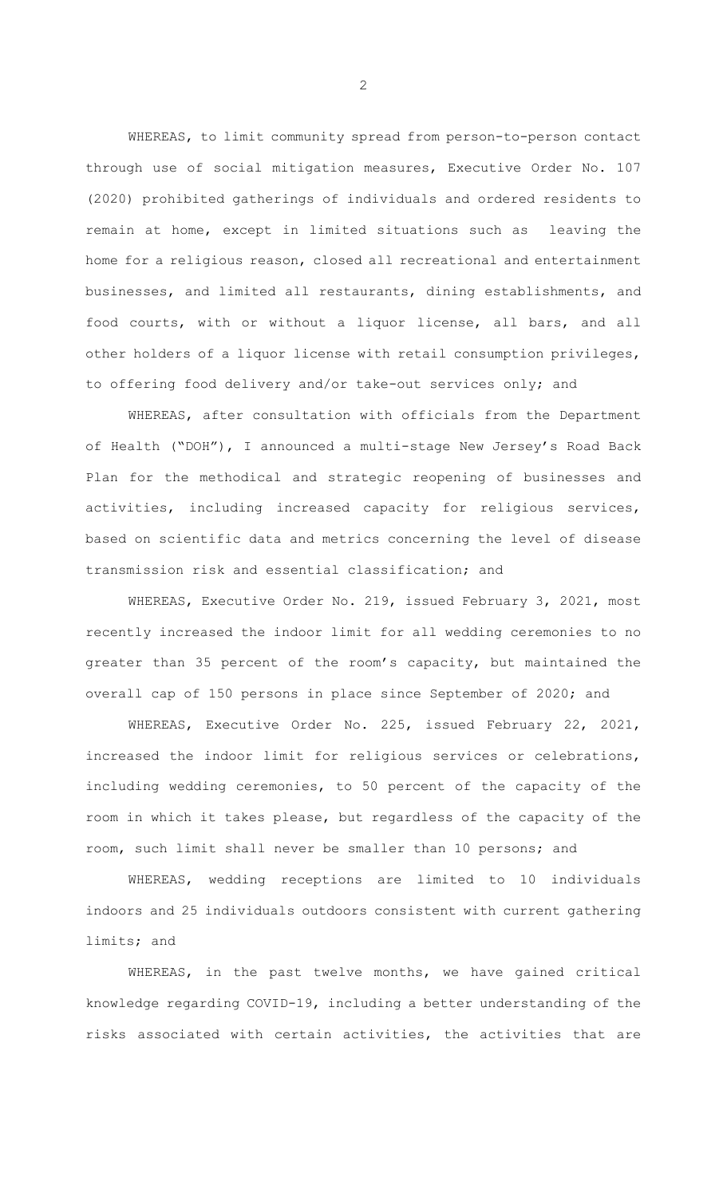WHEREAS, to limit community spread from person-to-person contact through use of social mitigation measures, Executive Order No. 107 (2020) prohibited gatherings of individuals and ordered residents to remain at home, except in limited situations such as leaving the home for a religious reason, closed all recreational and entertainment businesses, and limited all restaurants, dining establishments, and food courts, with or without a liquor license, all bars, and all other holders of a liquor license with retail consumption privileges, to offering food delivery and/or take-out services only; and

WHEREAS, after consultation with officials from the Department of Health ("DOH"), I announced a multi-stage New Jersey's Road Back Plan for the methodical and strategic reopening of businesses and activities, including increased capacity for religious services, based on scientific data and metrics concerning the level of disease transmission risk and essential classification; and

WHEREAS, Executive Order No. 219, issued February 3, 2021, most recently increased the indoor limit for all wedding ceremonies to no greater than 35 percent of the room's capacity, but maintained the overall cap of 150 persons in place since September of 2020; and

WHEREAS, Executive Order No. 225, issued February 22, 2021, increased the indoor limit for religious services or celebrations, including wedding ceremonies, to 50 percent of the capacity of the room in which it takes please, but regardless of the capacity of the room, such limit shall never be smaller than 10 persons; and

WHEREAS, wedding receptions are limited to 10 individuals indoors and 25 individuals outdoors consistent with current gathering limits; and

WHEREAS, in the past twelve months, we have gained critical knowledge regarding COVID-19, including a better understanding of the risks associated with certain activities, the activities that are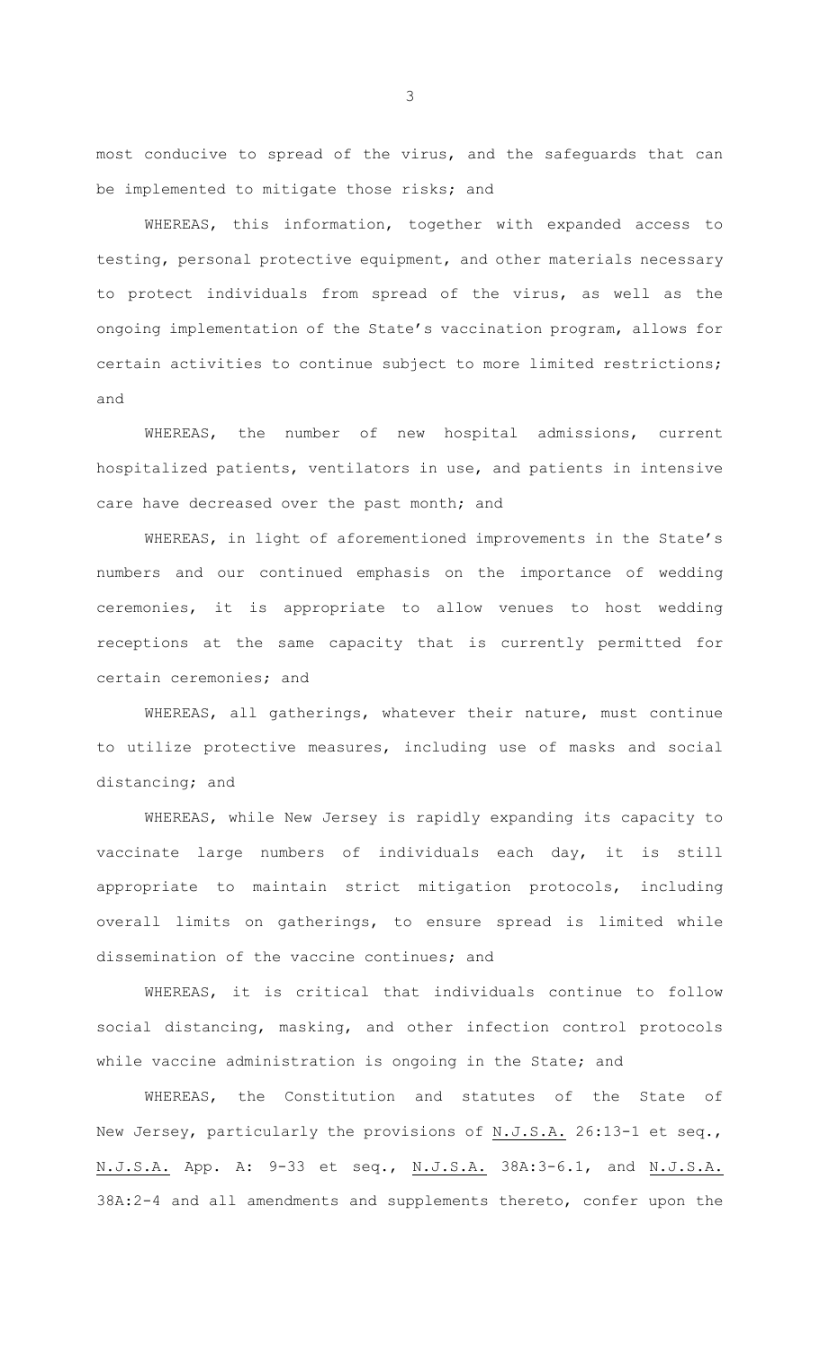most conducive to spread of the virus, and the safeguards that can be implemented to mitigate those risks; and

WHEREAS, this information, together with expanded access to testing, personal protective equipment, and other materials necessary to protect individuals from spread of the virus, as well as the ongoing implementation of the State's vaccination program, allows for certain activities to continue subject to more limited restrictions; and

WHEREAS, the number of new hospital admissions, current hospitalized patients, ventilators in use, and patients in intensive care have decreased over the past month; and

WHEREAS, in light of aforementioned improvements in the State's numbers and our continued emphasis on the importance of wedding ceremonies, it is appropriate to allow venues to host wedding receptions at the same capacity that is currently permitted for certain ceremonies; and

WHEREAS, all gatherings, whatever their nature, must continue to utilize protective measures, including use of masks and social distancing; and

WHEREAS, while New Jersey is rapidly expanding its capacity to vaccinate large numbers of individuals each day, it is still appropriate to maintain strict mitigation protocols, including overall limits on gatherings, to ensure spread is limited while dissemination of the vaccine continues; and

WHEREAS, it is critical that individuals continue to follow social distancing, masking, and other infection control protocols while vaccine administration is ongoing in the State; and

WHEREAS, the Constitution and statutes of the State of New Jersey, particularly the provisions of N.J.S.A. 26:13-1 et seq., N.J.S.A. App. A: 9-33 et seq., N.J.S.A. 38A:3-6.1, and N.J.S.A. 38A:2-4 and all amendments and supplements thereto, confer upon the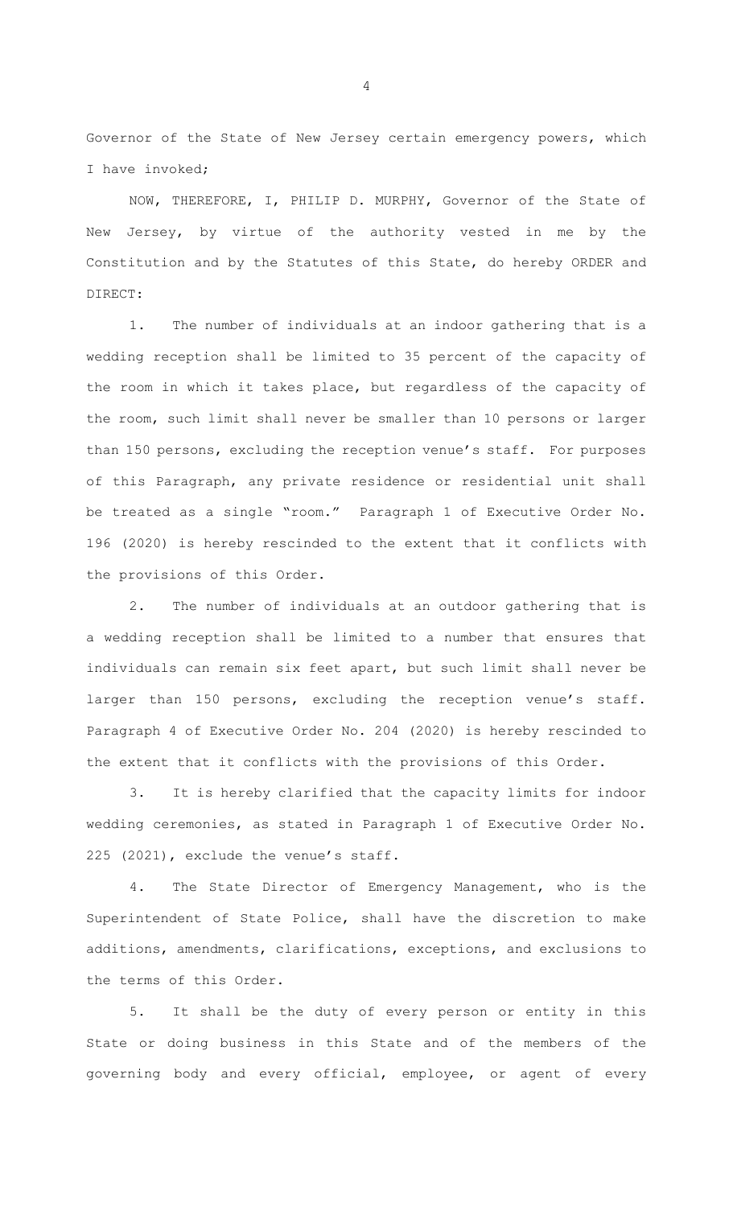Governor of the State of New Jersey certain emergency powers, which I have invoked;

NOW, THEREFORE, I, PHILIP D. MURPHY, Governor of the State of New Jersey, by virtue of the authority vested in me by the Constitution and by the Statutes of this State, do hereby ORDER and DIRECT:

1. The number of individuals at an indoor gathering that is a wedding reception shall be limited to 35 percent of the capacity of the room in which it takes place, but regardless of the capacity of the room, such limit shall never be smaller than 10 persons or larger than 150 persons, excluding the reception venue's staff. For purposes of this Paragraph, any private residence or residential unit shall be treated as a single "room." Paragraph 1 of Executive Order No. 196 (2020) is hereby rescinded to the extent that it conflicts with the provisions of this Order.

2. The number of individuals at an outdoor gathering that is a wedding reception shall be limited to a number that ensures that individuals can remain six feet apart, but such limit shall never be larger than 150 persons, excluding the reception venue's staff. Paragraph 4 of Executive Order No. 204 (2020) is hereby rescinded to the extent that it conflicts with the provisions of this Order.

3. It is hereby clarified that the capacity limits for indoor wedding ceremonies, as stated in Paragraph 1 of Executive Order No. 225 (2021), exclude the venue's staff.

4. The State Director of Emergency Management, who is the Superintendent of State Police, shall have the discretion to make additions, amendments, clarifications, exceptions, and exclusions to the terms of this Order.

5. It shall be the duty of every person or entity in this State or doing business in this State and of the members of the governing body and every official, employee, or agent of every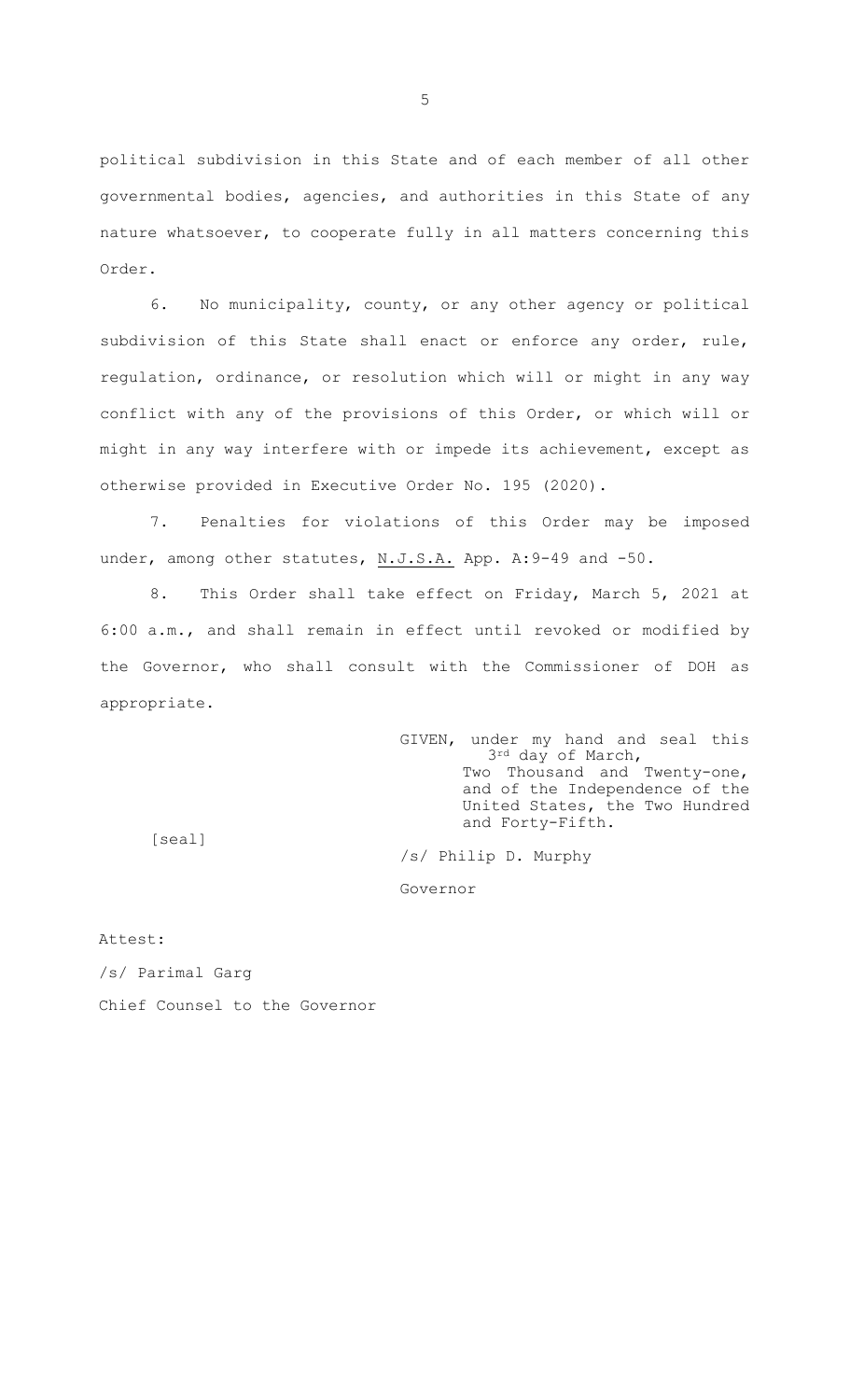political subdivision in this State and of each member of all other governmental bodies, agencies, and authorities in this State of any nature whatsoever, to cooperate fully in all matters concerning this Order.

6. No municipality, county, or any other agency or political subdivision of this State shall enact or enforce any order, rule, regulation, ordinance, or resolution which will or might in any way conflict with any of the provisions of this Order, or which will or might in any way interfere with or impede its achievement, except as otherwise provided in Executive Order No. 195 (2020).

7. Penalties for violations of this Order may be imposed under, among other statutes, N.J.S.A. App. A:9-49 and -50.

8. This Order shall take effect on Friday, March 5, 2021 at 6:00 a.m., and shall remain in effect until revoked or modified by the Governor, who shall consult with the Commissioner of DOH as appropriate.

GIVEN, under my hand and seal this 3rd day of March, Two Thousand and Twenty-one, and of the Independence of the United States, the Two Hundred and Forty-Fifth.

[seal]

/s/ Philip D. Murphy

Governor

Attest:

/s/ Parimal Garg

Chief Counsel to the Governor